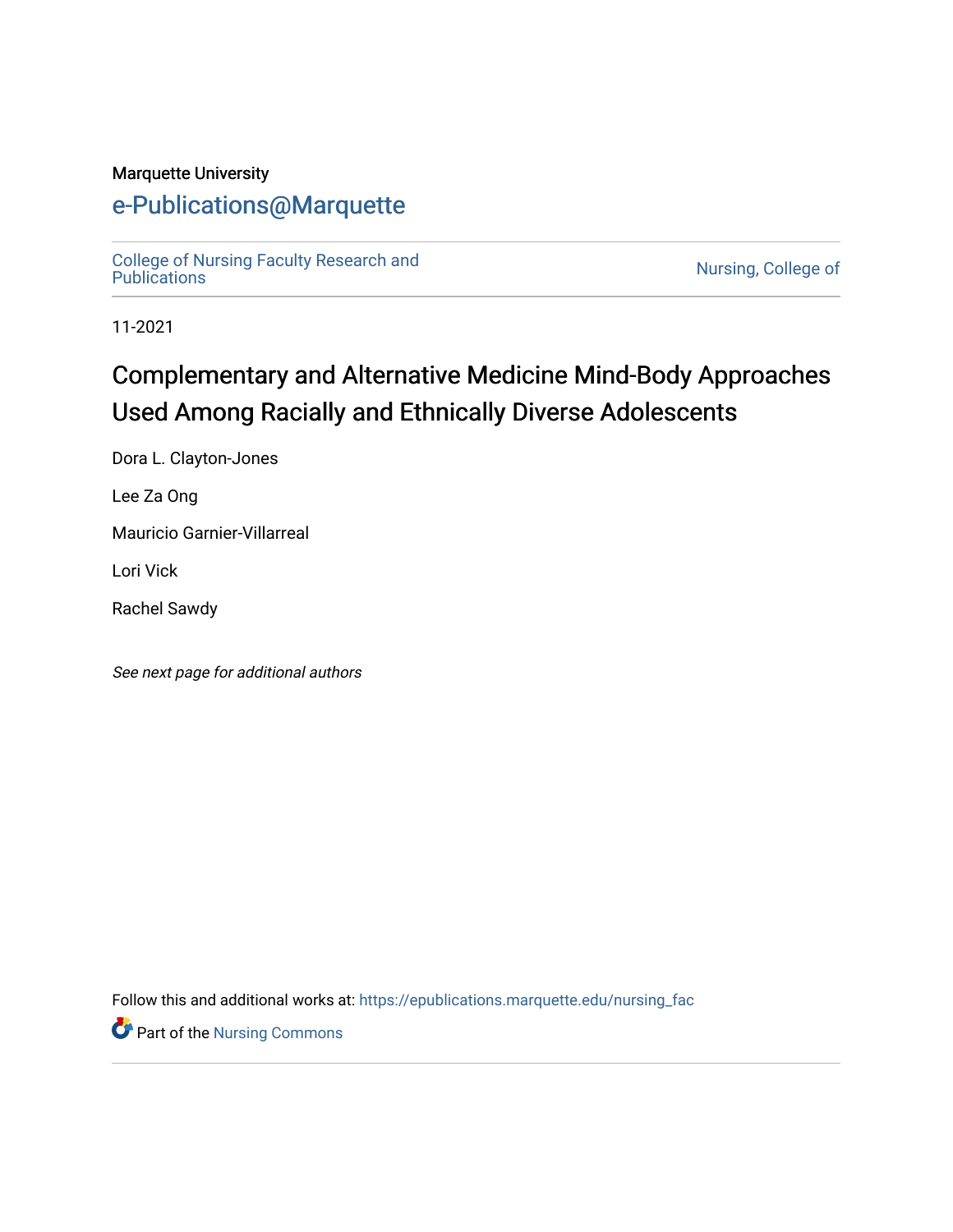Marquette University

# e-Publications@Marquette

College of Nursing Faculty Research and Publications

Nursing, College of

11-2021

## Complementary and Alternative Medicine Mind-Body Approaches Used Among Racially and Ethnically Diverse Adolescents

Dora L. Clayton-Jones

Lee Za Ong

Mauricio Garnier-Villarreal

Lori Vick

Rachel Sawdy

*See next page for additional authors*

Follow this and additional works at: https://epublications.marquette.edu/nursing_fac

Part of the Nursing Commons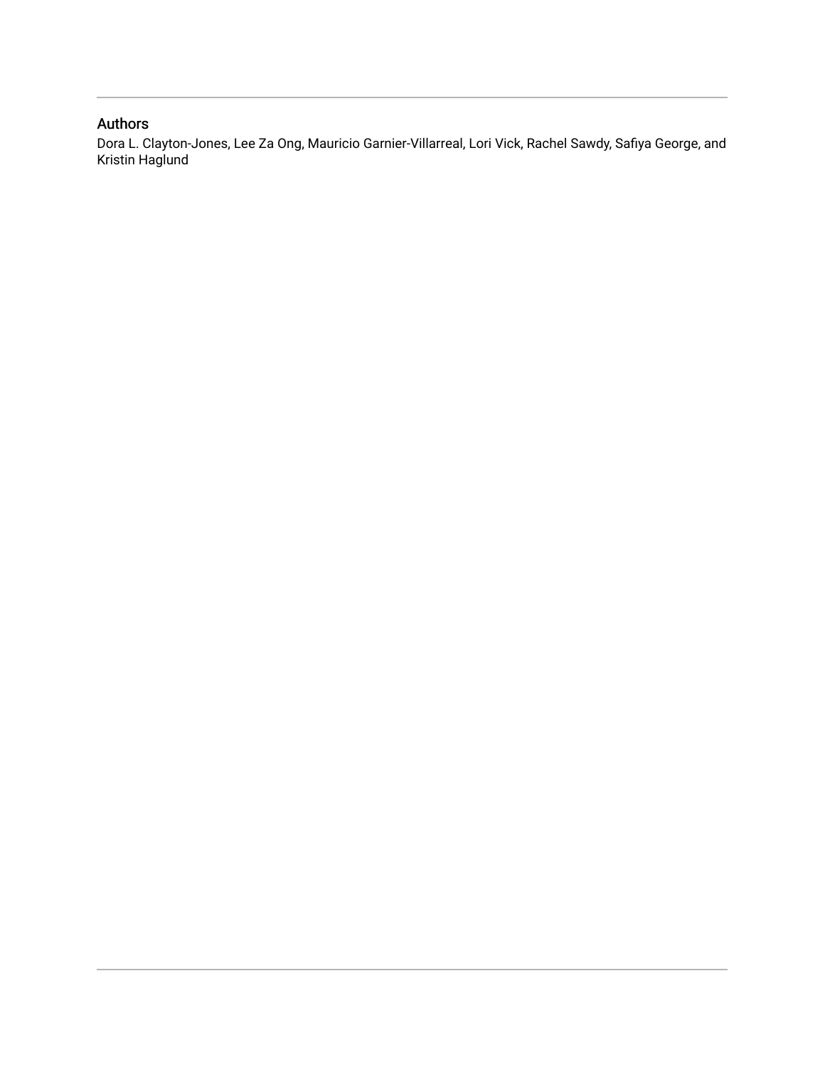## Authors

Dora L. Clayton-Jones, Lee Za Ong, Mauricio Garnier-Villarreal, Lori Vick, Rachel Sawdy, Safiya George, and Kristin Haglund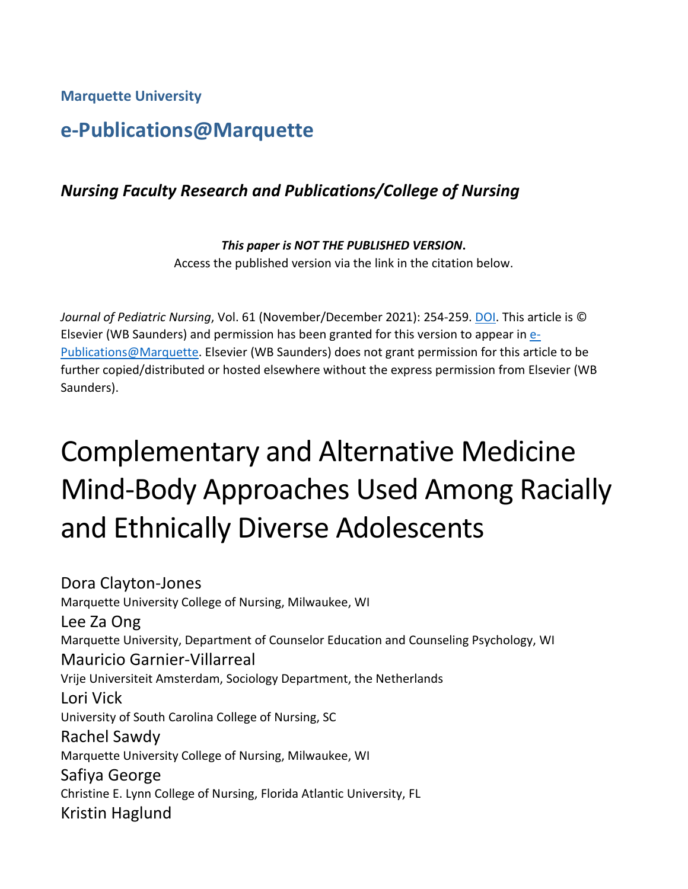**Marquette University**

## e-Publications@Marquette

### *Nursing Faculty Research and Publications/College of Nursing*

***This paper is NOT THE PUBLISHED VERSION*.**
Access the published version via the link in the citation below.

*Journal of Pediatric Nursing*, Vol. 61 (November/December 2021): 254-259. DOI. This article is © Elsevier (WB Saunders) and permission has been granted for this version to appear in e-Publications@Marquette. Elsevier (WB Saunders) does not grant permission for this article to be further copied/distributed or hosted elsewhere without the express permission from Elsevier (WB Saunders).

# Complementary and Alternative Medicine Mind-Body Approaches Used Among Racially and Ethnically Diverse Adolescents

Dora Clayton-Jones
Marquette University College of Nursing, Milwaukee, WI

Lee Za Ong
Marquette University, Department of Counselor Education and Counseling Psychology, WI

Mauricio Garnier-Villarreal
Vrije Universiteit Amsterdam, Sociology Department, the Netherlands

Lori Vick
University of South Carolina College of Nursing, SC

Rachel Sawdy
Marquette University College of Nursing, Milwaukee, WI

Safiya George
Christine E. Lynn College of Nursing, Florida Atlantic University, FL

Kristin Haglund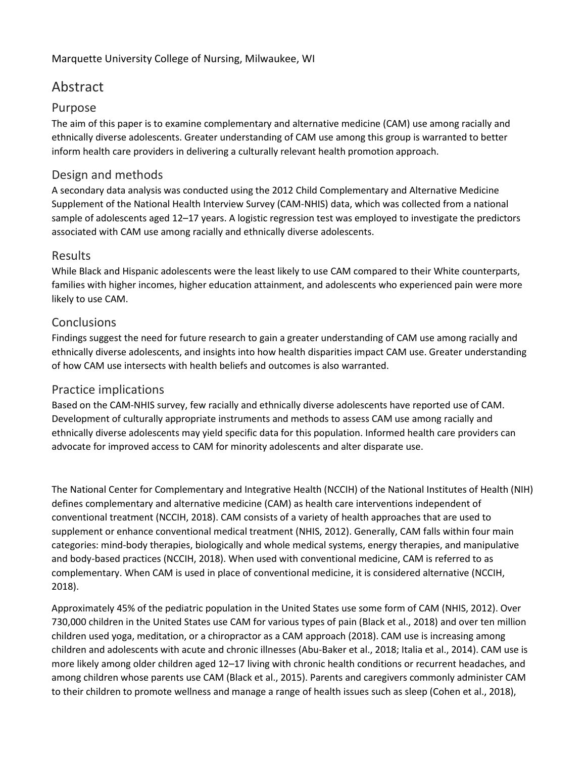Marquette University College of Nursing, Milwaukee, WI

# Abstract

## Purpose

The aim of this paper is to examine complementary and alternative medicine (CAM) use among racially and ethnically diverse adolescents. Greater understanding of CAM use among this group is warranted to better inform health care providers in delivering a culturally relevant health promotion approach.

## Design and methods

A secondary data analysis was conducted using the 2012 Child Complementary and Alternative Medicine Supplement of the National Health Interview Survey (CAM-NHIS) data, which was collected from a national sample of adolescents aged 12–17 years. A logistic regression test was employed to investigate the predictors associated with CAM use among racially and ethnically diverse adolescents.

## Results

While Black and Hispanic adolescents were the least likely to use CAM compared to their White counterparts, families with higher incomes, higher education attainment, and adolescents who experienced pain were more likely to use CAM.

## Conclusions

Findings suggest the need for future research to gain a greater understanding of CAM use among racially and ethnically diverse adolescents, and insights into how health disparities impact CAM use. Greater understanding of how CAM use intersects with health beliefs and outcomes is also warranted.

## Practice implications

Based on the CAM-NHIS survey, few racially and ethnically diverse adolescents have reported use of CAM. Development of culturally appropriate instruments and methods to assess CAM use among racially and ethnically diverse adolescents may yield specific data for this population. Informed health care providers can advocate for improved access to CAM for minority adolescents and alter disparate use.

The National Center for Complementary and Integrative Health (NCCIH) of the National Institutes of Health (NIH) defines complementary and alternative medicine (CAM) as health care interventions independent of conventional treatment (NCCIH, 2018). CAM consists of a variety of health approaches that are used to supplement or enhance conventional medical treatment (NHIS, 2012). Generally, CAM falls within four main categories: mind-body therapies, biologically and whole medical systems, energy therapies, and manipulative and body-based practices (NCCIH, 2018). When used with conventional medicine, CAM is referred to as complementary. When CAM is used in place of conventional medicine, it is considered alternative (NCCIH, 2018).

Approximately 45% of the pediatric population in the United States use some form of CAM (NHIS, 2012). Over 730,000 children in the United States use CAM for various types of pain (Black et al., 2018) and over ten million children used yoga, meditation, or a chiropractor as a CAM approach (2018). CAM use is increasing among children and adolescents with acute and chronic illnesses (Abu-Baker et al., 2018; Italia et al., 2014). CAM use is more likely among older children aged 12–17 living with chronic health conditions or recurrent headaches, and among children whose parents use CAM (Black et al., 2015). Parents and caregivers commonly administer CAM to their children to promote wellness and manage a range of health issues such as sleep (Cohen et al., 2018),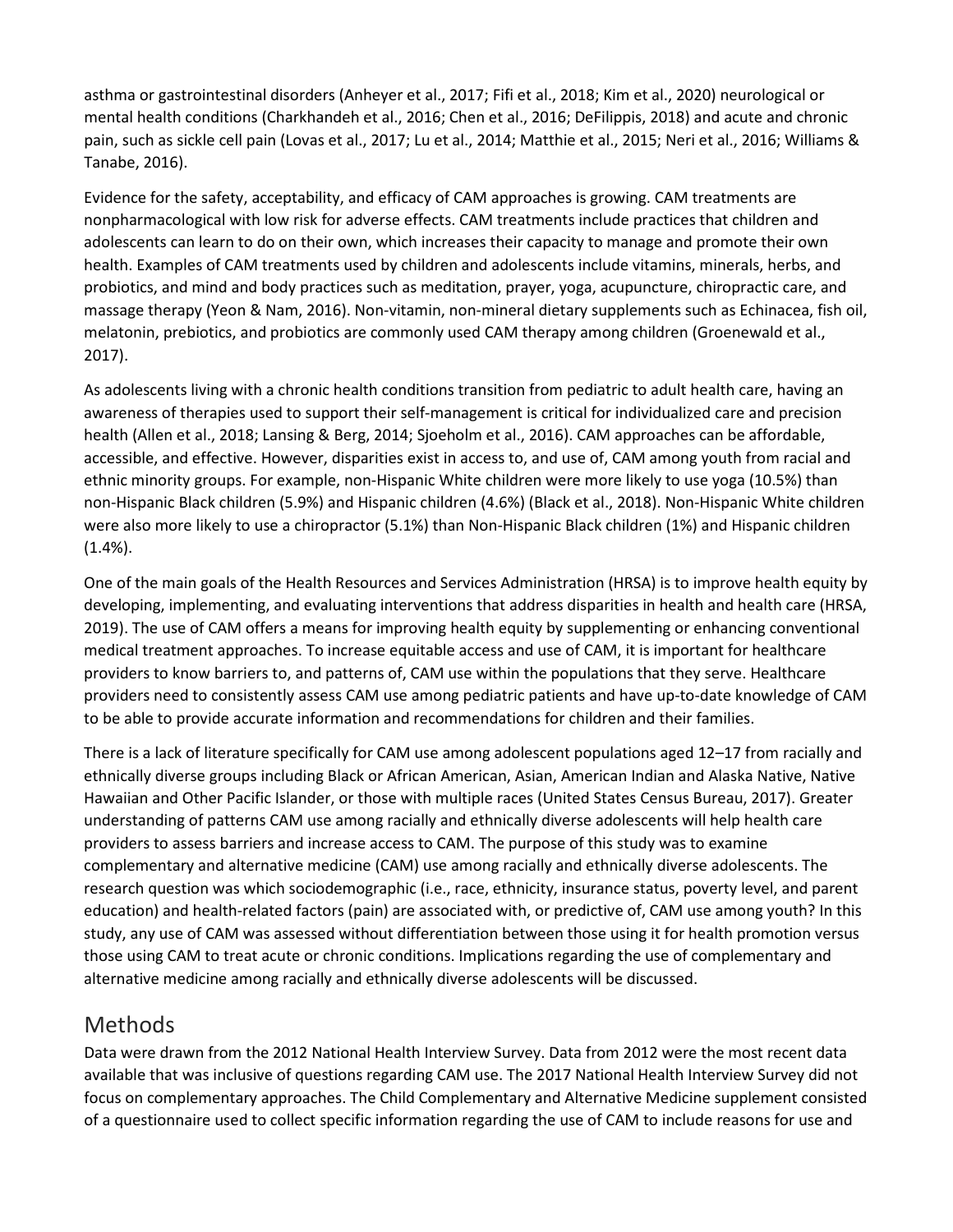asthma or gastrointestinal disorders (Anheyer et al., 2017; Fifi et al., 2018; Kim et al., 2020) neurological or mental health conditions (Charkhandeh et al., 2016; Chen et al., 2016; DeFilippis, 2018) and acute and chronic pain, such as sickle cell pain (Lovas et al., 2017; Lu et al., 2014; Matthie et al., 2015; Neri et al., 2016; Williams & Tanabe, 2016).

Evidence for the safety, acceptability, and efficacy of CAM approaches is growing. CAM treatments are nonpharmacological with low risk for adverse effects. CAM treatments include practices that children and adolescents can learn to do on their own, which increases their capacity to manage and promote their own health. Examples of CAM treatments used by children and adolescents include vitamins, minerals, herbs, and probiotics, and mind and body practices such as meditation, prayer, yoga, acupuncture, chiropractic care, and massage therapy (Yeon & Nam, 2016). Non-vitamin, non-mineral dietary supplements such as Echinacea, fish oil, melatonin, prebiotics, and probiotics are commonly used CAM therapy among children (Groenewald et al., 2017).

As adolescents living with a chronic health conditions transition from pediatric to adult health care, having an awareness of therapies used to support their self-management is critical for individualized care and precision health (Allen et al., 2018; Lansing & Berg, 2014; Sjoeholm et al., 2016). CAM approaches can be affordable, accessible, and effective. However, disparities exist in access to, and use of, CAM among youth from racial and ethnic minority groups. For example, non-Hispanic White children were more likely to use yoga (10.5%) than non-Hispanic Black children (5.9%) and Hispanic children (4.6%) (Black et al., 2018). Non-Hispanic White children were also more likely to use a chiropractor (5.1%) than Non-Hispanic Black children (1%) and Hispanic children (1.4%).

One of the main goals of the Health Resources and Services Administration (HRSA) is to improve health equity by developing, implementing, and evaluating interventions that address disparities in health and health care (HRSA, 2019). The use of CAM offers a means for improving health equity by supplementing or enhancing conventional medical treatment approaches. To increase equitable access and use of CAM, it is important for healthcare providers to know barriers to, and patterns of, CAM use within the populations that they serve. Healthcare providers need to consistently assess CAM use among pediatric patients and have up-to-date knowledge of CAM to be able to provide accurate information and recommendations for children and their families.

There is a lack of literature specifically for CAM use among adolescent populations aged 12–17 from racially and ethnically diverse groups including Black or African American, Asian, American Indian and Alaska Native, Native Hawaiian and Other Pacific Islander, or those with multiple races (United States Census Bureau, 2017). Greater understanding of patterns CAM use among racially and ethnically diverse adolescents will help health care providers to assess barriers and increase access to CAM. The purpose of this study was to examine complementary and alternative medicine (CAM) use among racially and ethnically diverse adolescents. The research question was which sociodemographic (i.e., race, ethnicity, insurance status, poverty level, and parent education) and health-related factors (pain) are associated with, or predictive of, CAM use among youth? In this study, any use of CAM was assessed without differentiation between those using it for health promotion versus those using CAM to treat acute or chronic conditions. Implications regarding the use of complementary and alternative medicine among racially and ethnically diverse adolescents will be discussed.

## Methods

Data were drawn from the 2012 National Health Interview Survey. Data from 2012 were the most recent data available that was inclusive of questions regarding CAM use. The 2017 National Health Interview Survey did not focus on complementary approaches. The Child Complementary and Alternative Medicine supplement consisted of a questionnaire used to collect specific information regarding the use of CAM to include reasons for use and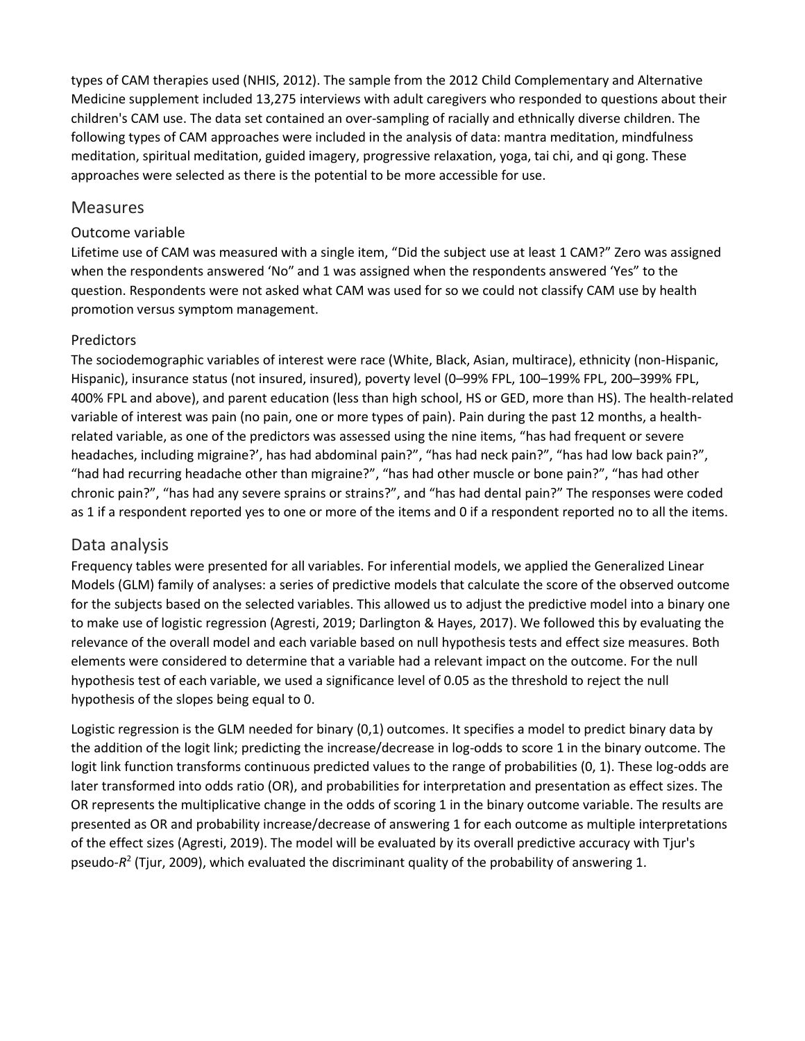types of CAM therapies used (NHIS, 2012). The sample from the 2012 Child Complementary and Alternative Medicine supplement included 13,275 interviews with adult caregivers who responded to questions about their children's CAM use. The data set contained an over-sampling of racially and ethnically diverse children. The following types of CAM approaches were included in the analysis of data: mantra meditation, mindfulness meditation, spiritual meditation, guided imagery, progressive relaxation, yoga, tai chi, and qi gong. These approaches were selected as there is the potential to be more accessible for use.

## Measures

### Outcome variable

Lifetime use of CAM was measured with a single item, "Did the subject use at least 1 CAM?" Zero was assigned when the respondents answered 'No" and 1 was assigned when the respondents answered 'Yes" to the question. Respondents were not asked what CAM was used for so we could not classify CAM use by health promotion versus symptom management.

### Predictors

The sociodemographic variables of interest were race (White, Black, Asian, multirace), ethnicity (non-Hispanic, Hispanic), insurance status (not insured, insured), poverty level (0–99% FPL, 100–199% FPL, 200–399% FPL, 400% FPL and above), and parent education (less than high school, HS or GED, more than HS). The health-related variable of interest was pain (no pain, one or more types of pain). Pain during the past 12 months, a health-related variable, as one of the predictors was assessed using the nine items, "has had frequent or severe headaches, including migraine?', has had abdominal pain?", "has had neck pain?", "has had low back pain?", "had had recurring headache other than migraine?", "has had other muscle or bone pain?", "has had other chronic pain?", "has had any severe sprains or strains?", and "has had dental pain?" The responses were coded as 1 if a respondent reported yes to one or more of the items and 0 if a respondent reported no to all the items.

## Data analysis

Frequency tables were presented for all variables. For inferential models, we applied the Generalized Linear Models (GLM) family of analyses: a series of predictive models that calculate the score of the observed outcome for the subjects based on the selected variables. This allowed us to adjust the predictive model into a binary one to make use of logistic regression (Agresti, 2019; Darlington & Hayes, 2017). We followed this by evaluating the relevance of the overall model and each variable based on null hypothesis tests and effect size measures. Both elements were considered to determine that a variable had a relevant impact on the outcome. For the null hypothesis test of each variable, we used a significance level of 0.05 as the threshold to reject the null hypothesis of the slopes being equal to 0.

Logistic regression is the GLM needed for binary (0,1) outcomes. It specifies a model to predict binary data by the addition of the logit link; predicting the increase/decrease in log-odds to score 1 in the binary outcome. The logit link function transforms continuous predicted values to the range of probabilities (0, 1). These log-odds are later transformed into odds ratio (OR), and probabilities for interpretation and presentation as effect sizes. The OR represents the multiplicative change in the odds of scoring 1 in the binary outcome variable. The results are presented as OR and probability increase/decrease of answering 1 for each outcome as multiple interpretations of the effect sizes (Agresti, 2019). The model will be evaluated by its overall predictive accuracy with Tjur's pseudo-$R^2$ (Tjur, 2009), which evaluated the discriminant quality of the probability of answering 1.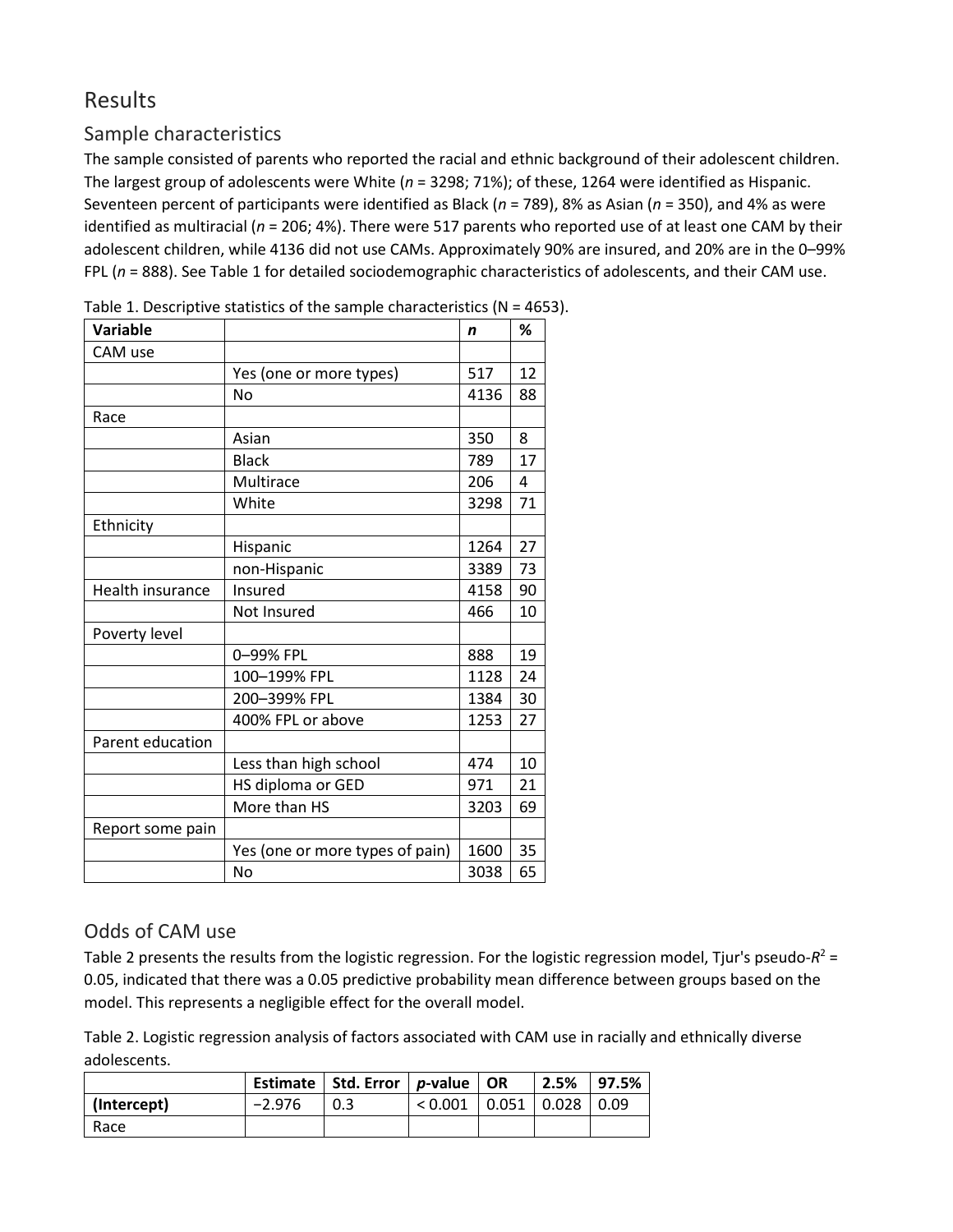## Results

### Sample characteristics

The sample consisted of parents who reported the racial and ethnic background of their adolescent children. The largest group of adolescents were White (*n* = 3298; 71%); of these, 1264 were identified as Hispanic. Seventeen percent of participants were identified as Black (*n* = 789), 8% as Asian (*n* = 350), and 4% as were identified as multiracial (*n* = 206; 4%). There were 517 parents who reported use of at least one CAM by their adolescent children, while 4136 did not use CAMs. Approximately 90% are insured, and 20% are in the 0–99% FPL (*n* = 888). See Table 1 for detailed sociodemographic characteristics of adolescents, and their CAM use.

Table 1. Descriptive statistics of the sample characteristics (N = 4653).

| Variable | | *n* | % |
|---|---|---|---|
| CAM use | | | |
| | Yes (one or more types) | 517 | 12 |
| | No | 4136 | 88 |
| Race | | | |
| | Asian | 350 | 8 |
| | Black | 789 | 17 |
| | Multirace | 206 | 4 |
| | White | 3298 | 71 |
| Ethnicity | | | |
| | Hispanic | 1264 | 27 |
| | non-Hispanic | 3389 | 73 |
| Health insurance | Insured | 4158 | 90 |
| | Not Insured | 466 | 10 |
| Poverty level | | | |
| | 0–99% FPL | 888 | 19 |
| | 100–199% FPL | 1128 | 24 |
| | 200–399% FPL | 1384 | 30 |
| | 400% FPL or above | 1253 | 27 |
| Parent education | | | |
| | Less than high school | 474 | 10 |
| | HS diploma or GED | 971 | 21 |
| | More than HS | 3203 | 69 |
| Report some pain | | | |
| | Yes (one or more types of pain) | 1600 | 35 |
| | No | 3038 | 65 |

### Odds of CAM use

Table 2 presents the results from the logistic regression. For the logistic regression model, Tjur's pseudo-$R^2$ = 0.05, indicated that there was a 0.05 predictive probability mean difference between groups based on the model. This represents a negligible effect for the overall model.

Table 2. Logistic regression analysis of factors associated with CAM use in racially and ethnically diverse adolescents.

| | Estimate | Std. Error | *p*-value | OR | 2.5% | 97.5% |
|---|---|---|---|---|---|---|
| **(Intercept)** | −2.976 | 0.3 | < 0.001 | 0.051 | 0.028 | 0.09 |
| Race | | | | | | |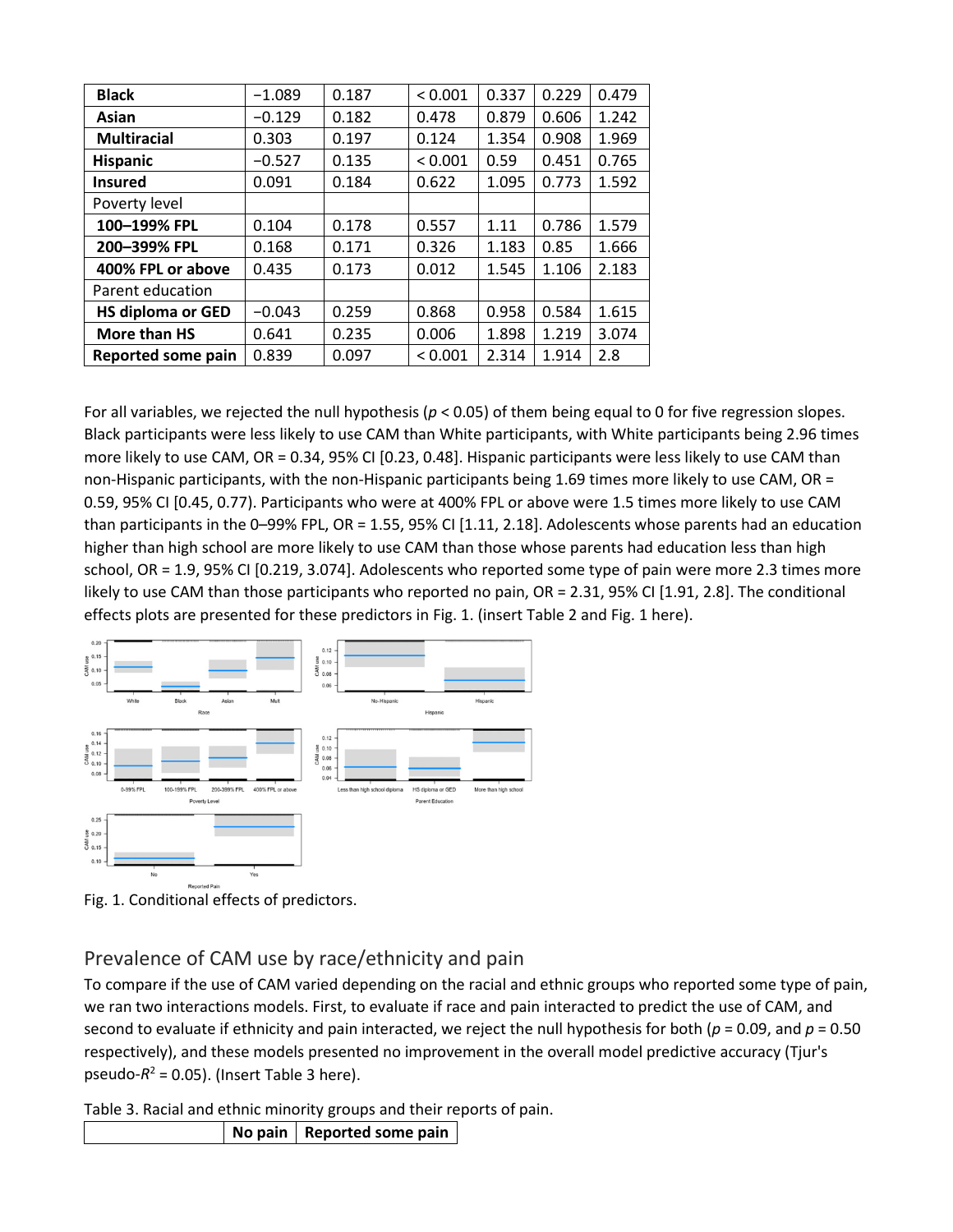| | | | | | | |
|---|---|---|---|---|---|---|
| **Black** | −1.089 | 0.187 | < 0.001 | 0.337 | 0.229 | 0.479 |
| **Asian** | −0.129 | 0.182 | 0.478 | 0.879 | 0.606 | 1.242 |
| **Multiracial** | 0.303 | 0.197 | 0.124 | 1.354 | 0.908 | 1.969 |
| **Hispanic** | −0.527 | 0.135 | < 0.001 | 0.59 | 0.451 | 0.765 |
| **Insured** | 0.091 | 0.184 | 0.622 | 1.095 | 0.773 | 1.592 |
| Poverty level | | | | | | |
| **100–199% FPL** | 0.104 | 0.178 | 0.557 | 1.11 | 0.786 | 1.579 |
| **200–399% FPL** | 0.168 | 0.171 | 0.326 | 1.183 | 0.85 | 1.666 |
| **400% FPL or above** | 0.435 | 0.173 | 0.012 | 1.545 | 1.106 | 2.183 |
| Parent education | | | | | | |
| **HS diploma or GED** | −0.043 | 0.259 | 0.868 | 0.958 | 0.584 | 1.615 |
| **More than HS** | 0.641 | 0.235 | 0.006 | 1.898 | 1.219 | 3.074 |
| **Reported some pain** | 0.839 | 0.097 | < 0.001 | 2.314 | 1.914 | 2.8 |

For all variables, we rejected the null hypothesis ($p < 0.05$) of them being equal to 0 for five regression slopes. Black participants were less likely to use CAM than White participants, with White participants being 2.96 times more likely to use CAM, OR = 0.34, 95% CI [0.23, 0.48]. Hispanic participants were less likely to use CAM than non-Hispanic participants, with the non-Hispanic participants being 1.69 times more likely to use CAM, OR = 0.59, 95% CI (0.45, 0.77). Participants who were at 400% FPL or above were 1.5 times more likely to use CAM than participants in the 0–99% FPL, OR = 1.55, 95% CI [1.11, 2.18]. Adolescents whose parents had an education higher than high school are more likely to use CAM than those whose parents had education less than high school, OR = 1.9, 95% CI [0.219, 3.074]. Adolescents who reported some type of pain were more 2.3 times more likely to use CAM than those participants who reported no pain, OR = 2.31, 95% CI [1.91, 2.8]. The conditional effects plots are presented for these predictors in Fig. 1. (insert Table 2 and Fig. 1 here).

Fig. 1. Conditional effects of predictors.

## Prevalence of CAM use by race/ethnicity and pain

To compare if the use of CAM varied depending on the racial and ethnic groups who reported some type of pain, we ran two interactions models. First, to evaluate if race and pain interacted to predict the use of CAM, and second to evaluate if ethnicity and pain interacted, we reject the null hypothesis for both ($p = 0.09$, and $p = 0.50$ respectively), and these models presented no improvement in the overall model predictive accuracy (Tjur's pseudo-$R^2 = 0.05$). (Insert Table 3 here).

Table 3. Racial and ethnic minority groups and their reports of pain.

| | **No pain** | **Reported some pain** |
|---|---|---|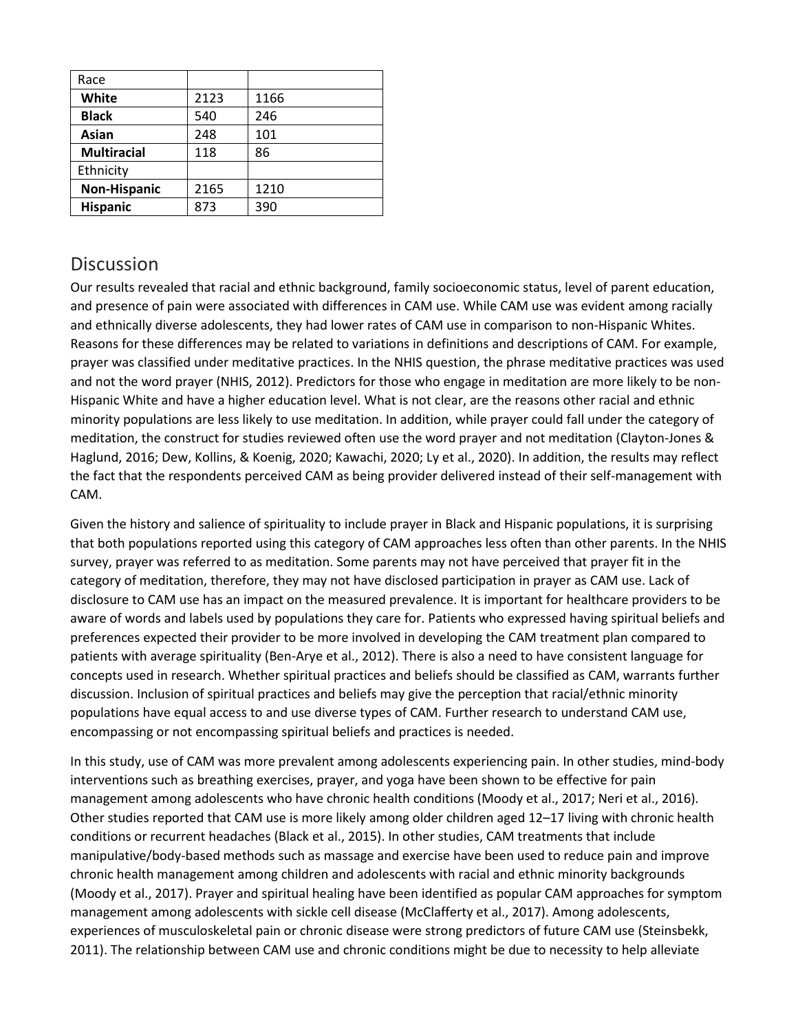| Race | | |
| --- | --- | --- |
| **White** | 2123 | 1166 |
| **Black** | 540 | 246 |
| **Asian** | 248 | 101 |
| **Multiracial** | 118 | 86 |
| Ethnicity | | |
| **Non-Hispanic** | 2165 | 1210 |
| **Hispanic** | 873 | 390 |

## Discussion

Our results revealed that racial and ethnic background, family socioeconomic status, level of parent education, and presence of pain were associated with differences in CAM use. While CAM use was evident among racially and ethnically diverse adolescents, they had lower rates of CAM use in comparison to non-Hispanic Whites. Reasons for these differences may be related to variations in definitions and descriptions of CAM. For example, prayer was classified under meditative practices. In the NHIS question, the phrase meditative practices was used and not the word prayer (NHIS, 2012). Predictors for those who engage in meditation are more likely to be non-Hispanic White and have a higher education level. What is not clear, are the reasons other racial and ethnic minority populations are less likely to use meditation. In addition, while prayer could fall under the category of meditation, the construct for studies reviewed often use the word prayer and not meditation (Clayton-Jones & Haglund, 2016; Dew, Kollins, & Koenig, 2020; Kawachi, 2020; Ly et al., 2020). In addition, the results may reflect the fact that the respondents perceived CAM as being provider delivered instead of their self-management with CAM.

Given the history and salience of spirituality to include prayer in Black and Hispanic populations, it is surprising that both populations reported using this category of CAM approaches less often than other parents. In the NHIS survey, prayer was referred to as meditation. Some parents may not have perceived that prayer fit in the category of meditation, therefore, they may not have disclosed participation in prayer as CAM use. Lack of disclosure to CAM use has an impact on the measured prevalence. It is important for healthcare providers to be aware of words and labels used by populations they care for. Patients who expressed having spiritual beliefs and preferences expected their provider to be more involved in developing the CAM treatment plan compared to patients with average spirituality (Ben-Arye et al., 2012). There is also a need to have consistent language for concepts used in research. Whether spiritual practices and beliefs should be classified as CAM, warrants further discussion. Inclusion of spiritual practices and beliefs may give the perception that racial/ethnic minority populations have equal access to and use diverse types of CAM. Further research to understand CAM use, encompassing or not encompassing spiritual beliefs and practices is needed.

In this study, use of CAM was more prevalent among adolescents experiencing pain. In other studies, mind-body interventions such as breathing exercises, prayer, and yoga have been shown to be effective for pain management among adolescents who have chronic health conditions (Moody et al., 2017; Neri et al., 2016). Other studies reported that CAM use is more likely among older children aged 12–17 living with chronic health conditions or recurrent headaches (Black et al., 2015). In other studies, CAM treatments that include manipulative/body-based methods such as massage and exercise have been used to reduce pain and improve chronic health management among children and adolescents with racial and ethnic minority backgrounds (Moody et al., 2017). Prayer and spiritual healing have been identified as popular CAM approaches for symptom management among adolescents with sickle cell disease (McClafferty et al., 2017). Among adolescents, experiences of musculoskeletal pain or chronic disease were strong predictors of future CAM use (Steinsbekk, 2011). The relationship between CAM use and chronic conditions might be due to necessity to help alleviate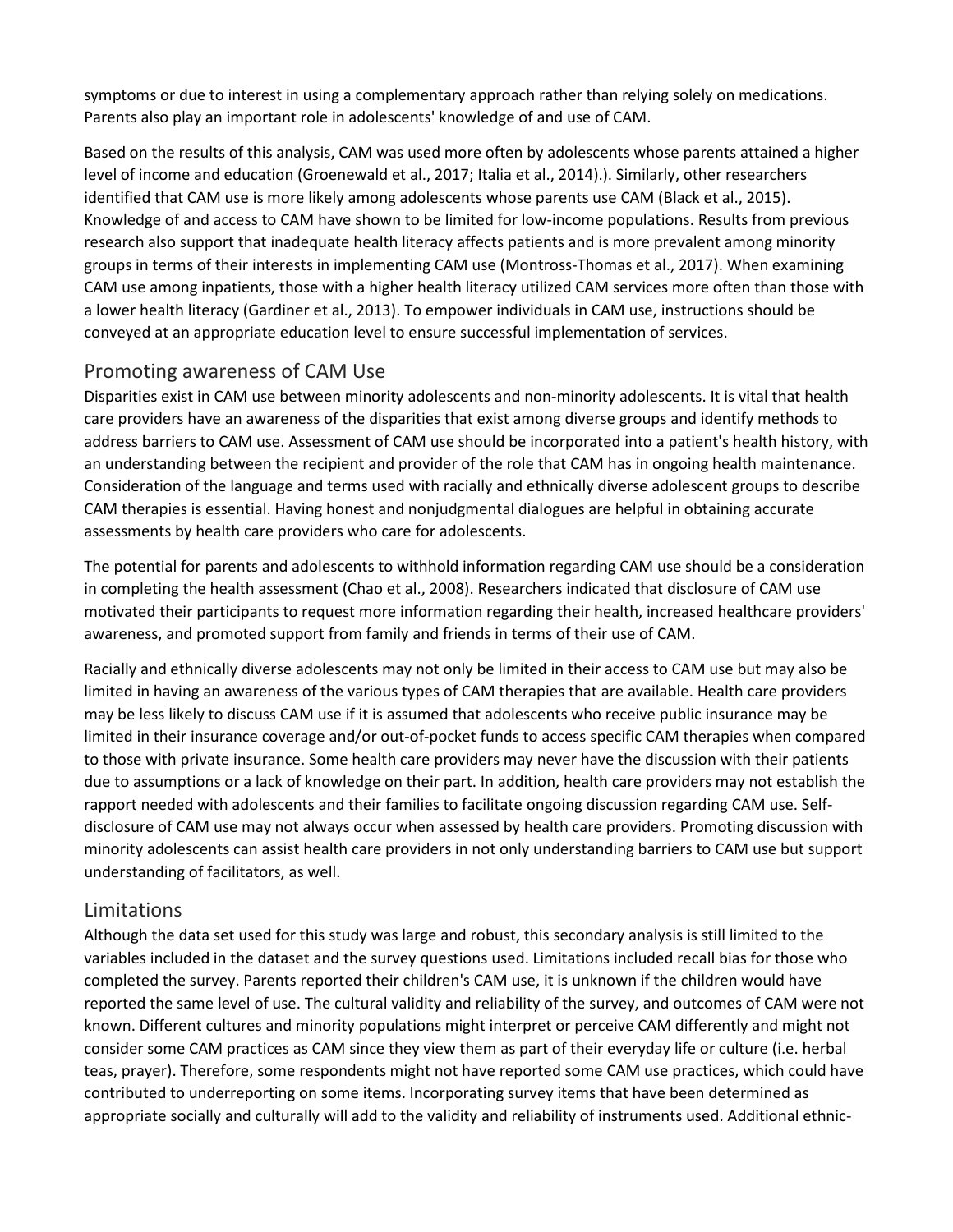symptoms or due to interest in using a complementary approach rather than relying solely on medications. Parents also play an important role in adolescents' knowledge of and use of CAM.

Based on the results of this analysis, CAM was used more often by adolescents whose parents attained a higher level of income and education (Groenewald et al., 2017; Italia et al., 2014).). Similarly, other researchers identified that CAM use is more likely among adolescents whose parents use CAM (Black et al., 2015). Knowledge of and access to CAM have shown to be limited for low-income populations. Results from previous research also support that inadequate health literacy affects patients and is more prevalent among minority groups in terms of their interests in implementing CAM use (Montross-Thomas et al., 2017). When examining CAM use among inpatients, those with a higher health literacy utilized CAM services more often than those with a lower health literacy (Gardiner et al., 2013). To empower individuals in CAM use, instructions should be conveyed at an appropriate education level to ensure successful implementation of services.

## Promoting awareness of CAM Use

Disparities exist in CAM use between minority adolescents and non-minority adolescents. It is vital that health care providers have an awareness of the disparities that exist among diverse groups and identify methods to address barriers to CAM use. Assessment of CAM use should be incorporated into a patient's health history, with an understanding between the recipient and provider of the role that CAM has in ongoing health maintenance. Consideration of the language and terms used with racially and ethnically diverse adolescent groups to describe CAM therapies is essential. Having honest and nonjudgmental dialogues are helpful in obtaining accurate assessments by health care providers who care for adolescents.

The potential for parents and adolescents to withhold information regarding CAM use should be a consideration in completing the health assessment (Chao et al., 2008). Researchers indicated that disclosure of CAM use motivated their participants to request more information regarding their health, increased healthcare providers' awareness, and promoted support from family and friends in terms of their use of CAM.

Racially and ethnically diverse adolescents may not only be limited in their access to CAM use but may also be limited in having an awareness of the various types of CAM therapies that are available. Health care providers may be less likely to discuss CAM use if it is assumed that adolescents who receive public insurance may be limited in their insurance coverage and/or out-of-pocket funds to access specific CAM therapies when compared to those with private insurance. Some health care providers may never have the discussion with their patients due to assumptions or a lack of knowledge on their part. In addition, health care providers may not establish the rapport needed with adolescents and their families to facilitate ongoing discussion regarding CAM use. Self-disclosure of CAM use may not always occur when assessed by health care providers. Promoting discussion with minority adolescents can assist health care providers in not only understanding barriers to CAM use but support understanding of facilitators, as well.

## Limitations

Although the data set used for this study was large and robust, this secondary analysis is still limited to the variables included in the dataset and the survey questions used. Limitations included recall bias for those who completed the survey. Parents reported their children's CAM use, it is unknown if the children would have reported the same level of use. The cultural validity and reliability of the survey, and outcomes of CAM were not known. Different cultures and minority populations might interpret or perceive CAM differently and might not consider some CAM practices as CAM since they view them as part of their everyday life or culture (i.e. herbal teas, prayer). Therefore, some respondents might not have reported some CAM use practices, which could have contributed to underreporting on some items. Incorporating survey items that have been determined as appropriate socially and culturally will add to the validity and reliability of instruments used. Additional ethnic-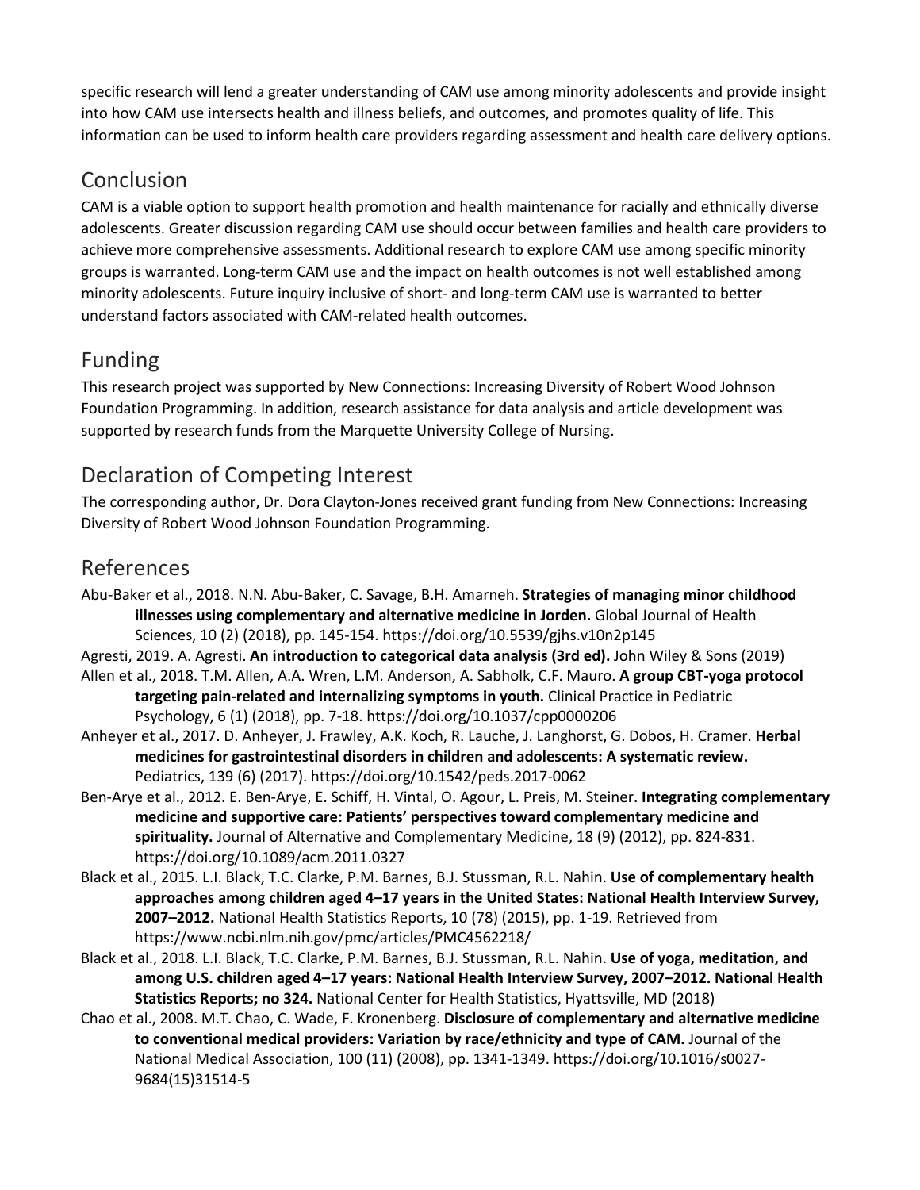specific research will lend a greater understanding of CAM use among minority adolescents and provide insight into how CAM use intersects health and illness beliefs, and outcomes, and promotes quality of life. This information can be used to inform health care providers regarding assessment and health care delivery options.

## Conclusion

CAM is a viable option to support health promotion and health maintenance for racially and ethnically diverse adolescents. Greater discussion regarding CAM use should occur between families and health care providers to achieve more comprehensive assessments. Additional research to explore CAM use among specific minority groups is warranted. Long-term CAM use and the impact on health outcomes is not well established among minority adolescents. Future inquiry inclusive of short- and long-term CAM use is warranted to better understand factors associated with CAM-related health outcomes.

## Funding

This research project was supported by New Connections: Increasing Diversity of Robert Wood Johnson Foundation Programming. In addition, research assistance for data analysis and article development was supported by research funds from the Marquette University College of Nursing.

## Declaration of Competing Interest

The corresponding author, Dr. Dora Clayton-Jones received grant funding from New Connections: Increasing Diversity of Robert Wood Johnson Foundation Programming.

## References

Abu-Baker et al., 2018. N.N. Abu-Baker, C. Savage, B.H. Amarneh. **Strategies of managing minor childhood illnesses using complementary and alternative medicine in Jorden.** Global Journal of Health Sciences, 10 (2) (2018), pp. 145-154. https://doi.org/10.5539/gjhs.v10n2p145

Agresti, 2019. A. Agresti. **An introduction to categorical data analysis (3rd ed).** John Wiley & Sons (2019)

Allen et al., 2018. T.M. Allen, A.A. Wren, L.M. Anderson, A. Sabholk, C.F. Mauro. **A group CBT-yoga protocol targeting pain-related and internalizing symptoms in youth.** Clinical Practice in Pediatric Psychology, 6 (1) (2018), pp. 7-18. https://doi.org/10.1037/cpp0000206

Anheyer et al., 2017. D. Anheyer, J. Frawley, A.K. Koch, R. Lauche, J. Langhorst, G. Dobos, H. Cramer. **Herbal medicines for gastrointestinal disorders in children and adolescents: A systematic review.** Pediatrics, 139 (6) (2017). https://doi.org/10.1542/peds.2017-0062

Ben-Arye et al., 2012. E. Ben-Arye, E. Schiff, H. Vintal, O. Agour, L. Preis, M. Steiner. **Integrating complementary medicine and supportive care: Patients' perspectives toward complementary medicine and spirituality.** Journal of Alternative and Complementary Medicine, 18 (9) (2012), pp. 824-831. https://doi.org/10.1089/acm.2011.0327

Black et al., 2015. L.I. Black, T.C. Clarke, P.M. Barnes, B.J. Stussman, R.L. Nahin. **Use of complementary health approaches among children aged 4–17 years in the United States: National Health Interview Survey, 2007–2012.** National Health Statistics Reports, 10 (78) (2015), pp. 1-19. Retrieved from https://www.ncbi.nlm.nih.gov/pmc/articles/PMC4562218/

Black et al., 2018. L.I. Black, T.C. Clarke, P.M. Barnes, B.J. Stussman, R.L. Nahin. **Use of yoga, meditation, and among U.S. children aged 4–17 years: National Health Interview Survey, 2007–2012. National Health Statistics Reports; no 324.** National Center for Health Statistics, Hyattsville, MD (2018)

Chao et al., 2008. M.T. Chao, C. Wade, F. Kronenberg. **Disclosure of complementary and alternative medicine to conventional medical providers: Variation by race/ethnicity and type of CAM.** Journal of the National Medical Association, 100 (11) (2008), pp. 1341-1349. https://doi.org/10.1016/s0027-9684(15)31514-5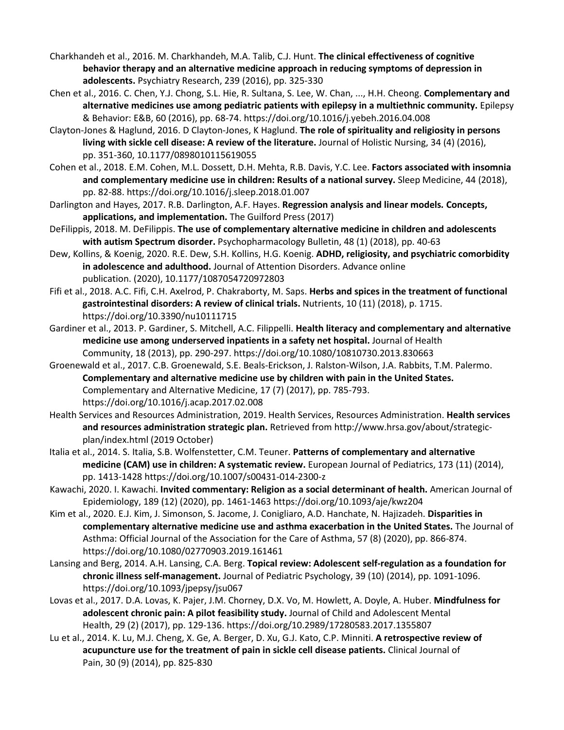Charkhandeh et al., 2016. M. Charkhandeh, M.A. Talib, C.J. Hunt. **The clinical effectiveness of cognitive behavior therapy and an alternative medicine approach in reducing symptoms of depression in adolescents.** Psychiatry Research, 239 (2016), pp. 325-330

Chen et al., 2016. C. Chen, Y.J. Chong, S.L. Hie, R. Sultana, S. Lee, W. Chan, ..., H.H. Cheong. **Complementary and alternative medicines use among pediatric patients with epilepsy in a multiethnic community.** Epilepsy & Behavior: E&B, 60 (2016), pp. 68-74. https://doi.org/10.1016/j.yebeh.2016.04.008

Clayton-Jones & Haglund, 2016. D Clayton-Jones, K Haglund. **The role of spirituality and religiosity in persons living with sickle cell disease: A review of the literature.** Journal of Holistic Nursing, 34 (4) (2016), pp. 351-360, 10.1177/0898010115619055

Cohen et al., 2018. E.M. Cohen, M.L. Dossett, D.H. Mehta, R.B. Davis, Y.C. Lee. **Factors associated with insomnia and complementary medicine use in children: Results of a national survey.** Sleep Medicine, 44 (2018), pp. 82-88. https://doi.org/10.1016/j.sleep.2018.01.007

Darlington and Hayes, 2017. R.B. Darlington, A.F. Hayes. **Regression analysis and linear models. Concepts, applications, and implementation.** The Guilford Press (2017)

DeFilippis, 2018. M. DeFilippis. **The use of complementary alternative medicine in children and adolescents with autism Spectrum disorder.** Psychopharmacology Bulletin, 48 (1) (2018), pp. 40-63

Dew, Kollins, & Koenig, 2020. R.E. Dew, S.H. Kollins, H.G. Koenig. **ADHD, religiosity, and psychiatric comorbidity in adolescence and adulthood.** Journal of Attention Disorders. Advance online publication. (2020), 10.1177/1087054720972803

Fifi et al., 2018. A.C. Fifi, C.H. Axelrod, P. Chakraborty, M. Saps. **Herbs and spices in the treatment of functional gastrointestinal disorders: A review of clinical trials.** Nutrients, 10 (11) (2018), p. 1715. https://doi.org/10.3390/nu10111715

Gardiner et al., 2013. P. Gardiner, S. Mitchell, A.C. Filippelli. **Health literacy and complementary and alternative medicine use among underserved inpatients in a safety net hospital.** Journal of Health Community, 18 (2013), pp. 290-297. https://doi.org/10.1080/10810730.2013.830663

Groenewald et al., 2017. C.B. Groenewald, S.E. Beals-Erickson, J. Ralston-Wilson, J.A. Rabbits, T.M. Palermo. **Complementary and alternative medicine use by children with pain in the United States.** Complementary and Alternative Medicine, 17 (7) (2017), pp. 785-793. https://doi.org/10.1016/j.acap.2017.02.008

Health Services and Resources Administration, 2019. Health Services, Resources Administration. **Health services and resources administration strategic plan.** Retrieved from http://www.hrsa.gov/about/strategic-plan/index.html (2019 October)

Italia et al., 2014. S. Italia, S.B. Wolfenstetter, C.M. Teuner. **Patterns of complementary and alternative medicine (CAM) use in children: A systematic review.** European Journal of Pediatrics, 173 (11) (2014), pp. 1413-1428 https://doi.org/10.1007/s00431-014-2300-z

Kawachi, 2020. I. Kawachi. **Invited commentary: Religion as a social determinant of health.** American Journal of Epidemiology, 189 (12) (2020), pp. 1461-1463 https://doi.org/10.1093/aje/kwz204

Kim et al., 2020. E.J. Kim, J. Simonson, S. Jacome, J. Conigliaro, A.D. Hanchate, N. Hajizadeh. **Disparities in complementary alternative medicine use and asthma exacerbation in the United States.** The Journal of Asthma: Official Journal of the Association for the Care of Asthma, 57 (8) (2020), pp. 866-874. https://doi.org/10.1080/02770903.2019.161461

Lansing and Berg, 2014. A.H. Lansing, C.A. Berg. **Topical review: Adolescent self-regulation as a foundation for chronic illness self-management.** Journal of Pediatric Psychology, 39 (10) (2014), pp. 1091-1096. https://doi.org/10.1093/jpepsy/jsu067

Lovas et al., 2017. D.A. Lovas, K. Pajer, J.M. Chorney, D.X. Vo, M. Howlett, A. Doyle, A. Huber. **Mindfulness for adolescent chronic pain: A pilot feasibility study.** Journal of Child and Adolescent Mental Health, 29 (2) (2017), pp. 129-136. https://doi.org/10.2989/17280583.2017.1355807

Lu et al., 2014. K. Lu, M.J. Cheng, X. Ge, A. Berger, D. Xu, G.J. Kato, C.P. Minniti. **A retrospective review of acupuncture use for the treatment of pain in sickle cell disease patients.** Clinical Journal of Pain, 30 (9) (2014), pp. 825-830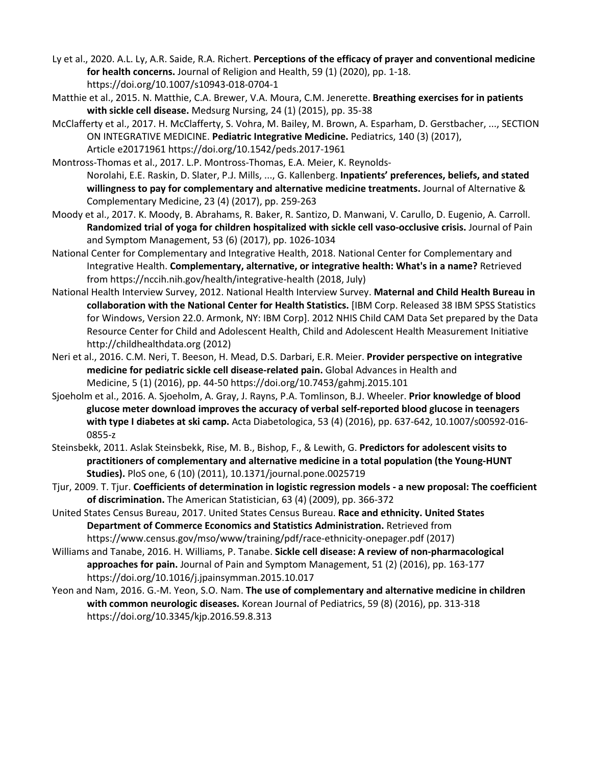Ly et al., 2020. A.L. Ly, A.R. Saide, R.A. Richert. **Perceptions of the efficacy of prayer and conventional medicine for health concerns.** Journal of Religion and Health, 59 (1) (2020), pp. 1-18. https://doi.org/10.1007/s10943-018-0704-1

Matthie et al., 2015. N. Matthie, C.A. Brewer, V.A. Moura, C.M. Jenerette. **Breathing exercises for in patients with sickle cell disease.** Medsurg Nursing, 24 (1) (2015), pp. 35-38

McClafferty et al., 2017. H. McClafferty, S. Vohra, M. Bailey, M. Brown, A. Esparham, D. Gerstbacher, ..., SECTION ON INTEGRATIVE MEDICINE. **Pediatric Integrative Medicine.** Pediatrics, 140 (3) (2017), Article e20171961 https://doi.org/10.1542/peds.2017-1961

Montross-Thomas et al., 2017. L.P. Montross-Thomas, E.A. Meier, K. Reynolds-Norolahi, E.E. Raskin, D. Slater, P.J. Mills, ..., G. Kallenberg. **Inpatients' preferences, beliefs, and stated willingness to pay for complementary and alternative medicine treatments.** Journal of Alternative & Complementary Medicine, 23 (4) (2017), pp. 259-263

Moody et al., 2017. K. Moody, B. Abrahams, R. Baker, R. Santizo, D. Manwani, V. Carullo, D. Eugenio, A. Carroll. **Randomized trial of yoga for children hospitalized with sickle cell vaso-occlusive crisis.** Journal of Pain and Symptom Management, 53 (6) (2017), pp. 1026-1034

National Center for Complementary and Integrative Health, 2018. National Center for Complementary and Integrative Health. **Complementary, alternative, or integrative health: What's in a name?** Retrieved from https://nccih.nih.gov/health/integrative-health (2018, July)

National Health Interview Survey, 2012. National Health Interview Survey. **Maternal and Child Health Bureau in collaboration with the National Center for Health Statistics.** [IBM Corp. Released 38 IBM SPSS Statistics for Windows, Version 22.0. Armonk, NY: IBM Corp]. 2012 NHIS Child CAM Data Set prepared by the Data Resource Center for Child and Adolescent Health, Child and Adolescent Health Measurement Initiative http://childhealthdata.org (2012)

Neri et al., 2016. C.M. Neri, T. Beeson, H. Mead, D.S. Darbari, E.R. Meier. **Provider perspective on integrative medicine for pediatric sickle cell disease-related pain.** Global Advances in Health and Medicine, 5 (1) (2016), pp. 44-50 https://doi.org/10.7453/gahmj.2015.101

Sjoeholm et al., 2016. A. Sjoeholm, A. Gray, J. Rayns, P.A. Tomlinson, B.J. Wheeler. **Prior knowledge of blood glucose meter download improves the accuracy of verbal self-reported blood glucose in teenagers with type I diabetes at ski camp.** Acta Diabetologica, 53 (4) (2016), pp. 637-642, 10.1007/s00592-016-0855-z

Steinsbekk, 2011. Aslak Steinsbekk, Rise, M. B., Bishop, F., & Lewith, G. **Predictors for adolescent visits to practitioners of complementary and alternative medicine in a total population (the Young-HUNT Studies).** PloS one, 6 (10) (2011), 10.1371/journal.pone.0025719

Tjur, 2009. T. Tjur. **Coefficients of determination in logistic regression models - a new proposal: The coefficient of discrimination.** The American Statistician, 63 (4) (2009), pp. 366-372

United States Census Bureau, 2017. United States Census Bureau. **Race and ethnicity. United States Department of Commerce Economics and Statistics Administration.** Retrieved from https://www.census.gov/mso/www/training/pdf/race-ethnicity-onepager.pdf (2017)

Williams and Tanabe, 2016. H. Williams, P. Tanabe. **Sickle cell disease: A review of non-pharmacological approaches for pain.** Journal of Pain and Symptom Management, 51 (2) (2016), pp. 163-177 https://doi.org/10.1016/j.jpainsymman.2015.10.017

Yeon and Nam, 2016. G.-M. Yeon, S.O. Nam. **The use of complementary and alternative medicine in children with common neurologic diseases.** Korean Journal of Pediatrics, 59 (8) (2016), pp. 313-318 https://doi.org/10.3345/kjp.2016.59.8.313